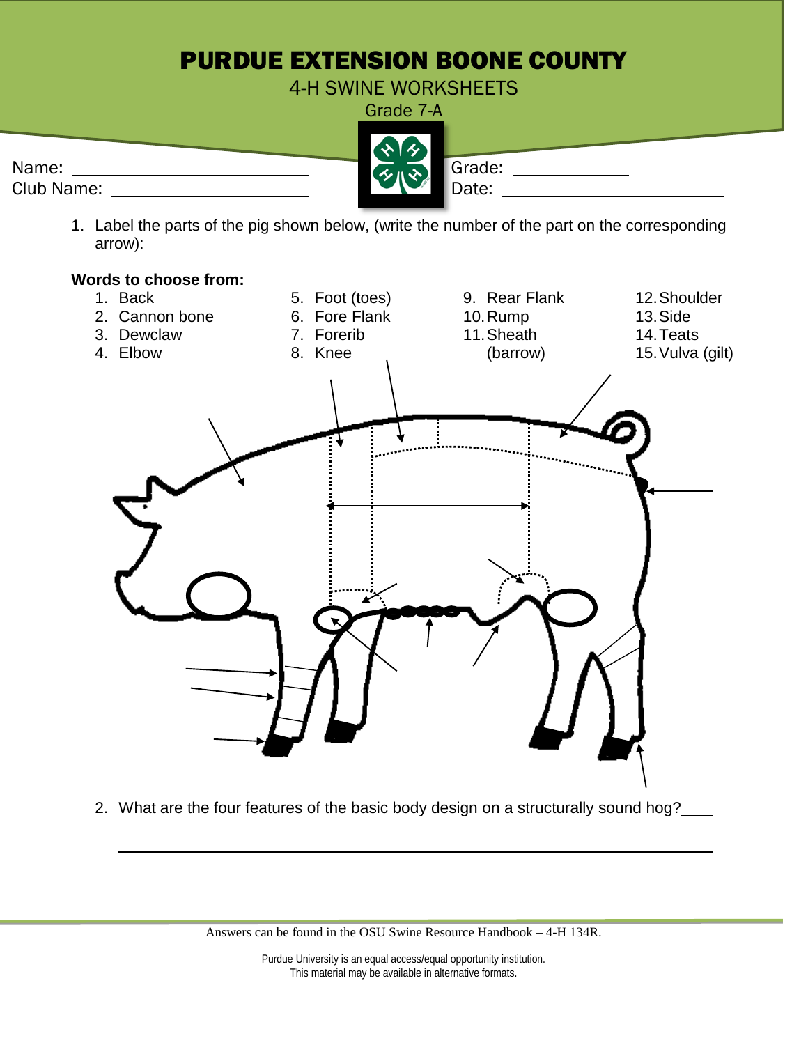# PURDUE EXTENSION BOONE COUNTY

4-H SWINE WORKSHEETS

Grade 7-A

Name: ____________________________

Club Name: ________________________

Grade: ______________

Date: ____________________________

1. Label the parts of the pig shown below, (write the number of the part on the corresponding arrow):

**Words to choose from:**

1. Back
2. Cannon bone
3. Dewclaw
4. Elbow
5. Foot (toes)
6. Fore Flank
7. Forerib
8. Knee
9. Rear Flank
10. Rump
11. Sheath (barrow)
12. Shoulder
13. Side
14. Teats
15. Vulva (gilt)

2. What are the four features of the basic body design on a structurally sound hog? ____

_______________________________________________________________________

Answers can be found in the OSU Swine Resource Handbook – 4-H 134R.

Purdue University is an equal access/equal opportunity institution.
This material may be available in alternative formats.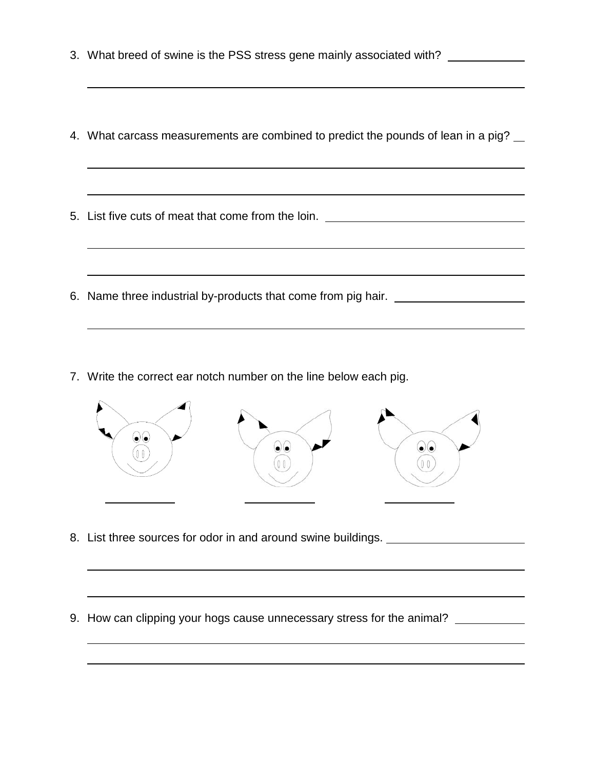3. What breed of swine is the PSS stress gene mainly associated with? ____________

_______________________________________________________________

4. What carcass measurements are combined to predict the pounds of lean in a pig? __

_______________________________________________________________

_______________________________________________________________

5. List five cuts of meat that come from the loin. ______________________________

_______________________________________________________________

_______________________________________________________________

6. Name three industrial by-products that come from pig hair. ____________________

_______________________________________________________________

7. Write the correct ear notch number on the line below each pig.

___________ ___________ ___________

8. List three sources for odor in and around swine buildings. _____________________

_______________________________________________________________

_______________________________________________________________

9. How can clipping your hogs cause unnecessary stress for the animal? ___________

_______________________________________________________________

_______________________________________________________________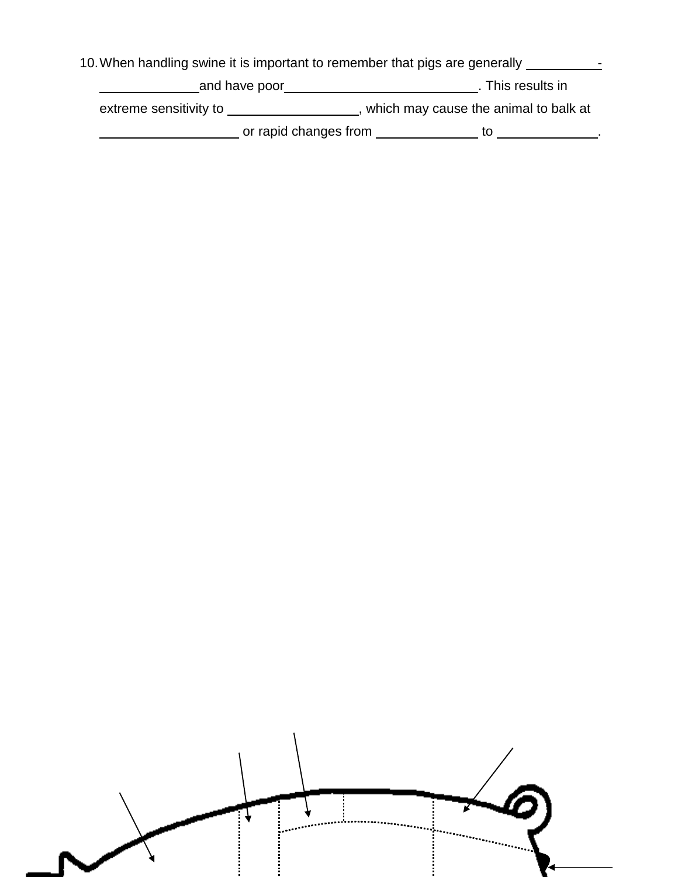10. When handling swine it is important to remember that pigs are generally ________-________ and have poor ____________________. This results in extreme sensitivity to ______________, which may cause the animal to balk at ______________ or rapid changes from __________ to __________.